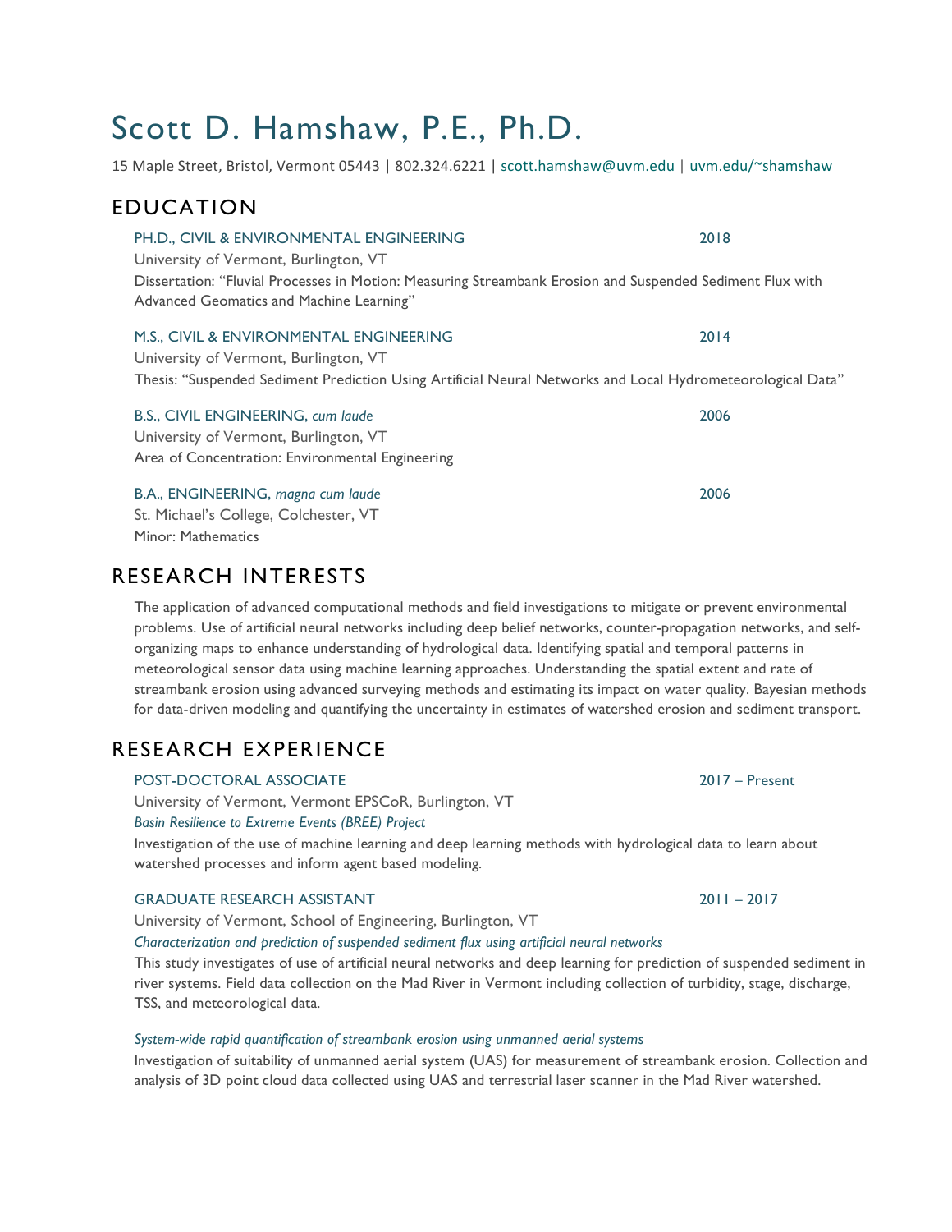# Scott D. Hamshaw, P.E., Ph.D.

15 Maple Street, Bristol, Vermont 05443 | 802.324.6221 | scott.hamshaw@uvm.edu | uvm.edu/~shamshaw

## EDUCATION

### PH.D., CIVIL & ENVIRONMENTAL ENGINEERING — 2018

University of Vermont, Burlington, VT

Dissertation: "Fluvial Processes in Motion: Measuring Streambank Erosion and Suspended Sediment Flux with Advanced Geomatics and Machine Learning"

### M.S., CIVIL & ENVIRONMENTAL ENGINEERING — 2014

University of Vermont, Burlington, VT

Thesis: "Suspended Sediment Prediction Using Artificial Neural Networks and Local Hydrometeorological Data"

### B.S., CIVIL ENGINEERING, *cum laude* — 2006

University of Vermont, Burlington, VT

Area of Concentration: Environmental Engineering

### B.A., ENGINEERING, *magna cum laude* — 2006

St. Michael's College, Colchester, VT

Minor: Mathematics

## RESEARCH INTERESTS

The application of advanced computational methods and field investigations to mitigate or prevent environmental problems. Use of artificial neural networks including deep belief networks, counter-propagation networks, and self-organizing maps to enhance understanding of hydrological data. Identifying spatial and temporal patterns in meteorological sensor data using machine learning approaches. Understanding the spatial extent and rate of streambank erosion using advanced surveying methods and estimating its impact on water quality. Bayesian methods for data-driven modeling and quantifying the uncertainty in estimates of watershed erosion and sediment transport.

## RESEARCH EXPERIENCE

### POST-DOCTORAL ASSOCIATE — 2017 – Present

University of Vermont, Vermont EPSCoR, Burlington, VT

*Basin Resilience to Extreme Events (BREE) Project*

Investigation of the use of machine learning and deep learning methods with hydrological data to learn about watershed processes and inform agent based modeling.

### GRADUATE RESEARCH ASSISTANT — 2011 – 2017

University of Vermont, School of Engineering, Burlington, VT

*Characterization and prediction of suspended sediment flux using artificial neural networks*

This study investigates of use of artificial neural networks and deep learning for prediction of suspended sediment in river systems. Field data collection on the Mad River in Vermont including collection of turbidity, stage, discharge, TSS, and meteorological data.

*System-wide rapid quantification of streambank erosion using unmanned aerial systems*

Investigation of suitability of unmanned aerial system (UAS) for measurement of streambank erosion. Collection and analysis of 3D point cloud data collected using UAS and terrestrial laser scanner in the Mad River watershed.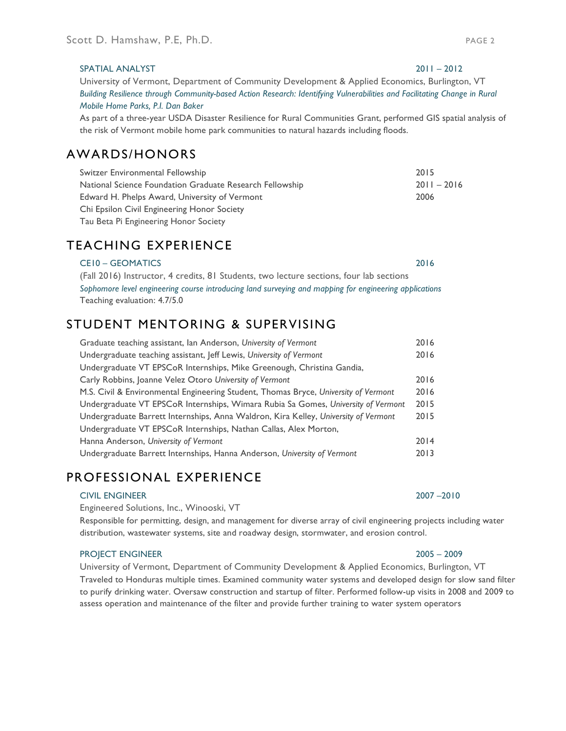### SPATIAL ANALYST 2011 – 2012

University of Vermont, Department of Community Development & Applied Economics, Burlington, VT

*Building Resilience through Community-based Action Research: Identifying Vulnerabilities and Facilitating Change in Rural Mobile Home Parks, P.I. Dan Baker*

As part of a three-year USDA Disaster Resilience for Rural Communities Grant, performed GIS spatial analysis of the risk of Vermont mobile home park communities to natural hazards including floods.

## AWARDS/HONORS

| | |
|---|---|
| Switzer Environmental Fellowship | 2015 |
| National Science Foundation Graduate Research Fellowship | 2011 – 2016 |
| Edward H. Phelps Award, University of Vermont | 2006 |
| Chi Epsilon Civil Engineering Honor Society | |
| Tau Beta Pi Engineering Honor Society | |

## TEACHING EXPERIENCE

### CE10 – GEOMATICS 2016

(Fall 2016) Instructor, 4 credits, 81 Students, two lecture sections, four lab sections

*Sophomore level engineering course introducing land surveying and mapping for engineering applications*

Teaching evaluation: 4.7/5.0

## STUDENT MENTORING & SUPERVISING

| | |
|---|---|
| Graduate teaching assistant, Ian Anderson, *University of Vermont* | 2016 |
| Undergraduate teaching assistant, Jeff Lewis, *University of Vermont* | 2016 |
| Undergraduate VT EPSCoR Internships, Mike Greenough, Christina Gandia, Carly Robbins, Joanne Velez Otoro *University of Vermont* | 2016 |
| M.S. Civil & Environmental Engineering Student, Thomas Bryce, *University of Vermont* | 2016 |
| Undergraduate VT EPSCoR Internships, Wimara Rubia Sa Gomes, *University of Vermont* | 2015 |
| Undergraduate Barrett Internships, Anna Waldron, Kira Kelley, *University of Vermont* | 2015 |
| Undergraduate VT EPSCoR Internships, Nathan Callas, Alex Morton, Hanna Anderson, *University of Vermont* | 2014 |
| Undergraduate Barrett Internships, Hanna Anderson, *University of Vermont* | 2013 |

## PROFESSIONAL EXPERIENCE

### CIVIL ENGINEER 2007 –2010

Engineered Solutions, Inc., Winooski, VT

Responsible for permitting, design, and management for diverse array of civil engineering projects including water distribution, wastewater systems, site and roadway design, stormwater, and erosion control.

### PROJECT ENGINEER 2005 – 2009

University of Vermont, Department of Community Development & Applied Economics, Burlington, VT

Traveled to Honduras multiple times. Examined community water systems and developed design for slow sand filter to purify drinking water. Oversaw construction and startup of filter. Performed follow-up visits in 2008 and 2009 to assess operation and maintenance of the filter and provide further training to water system operators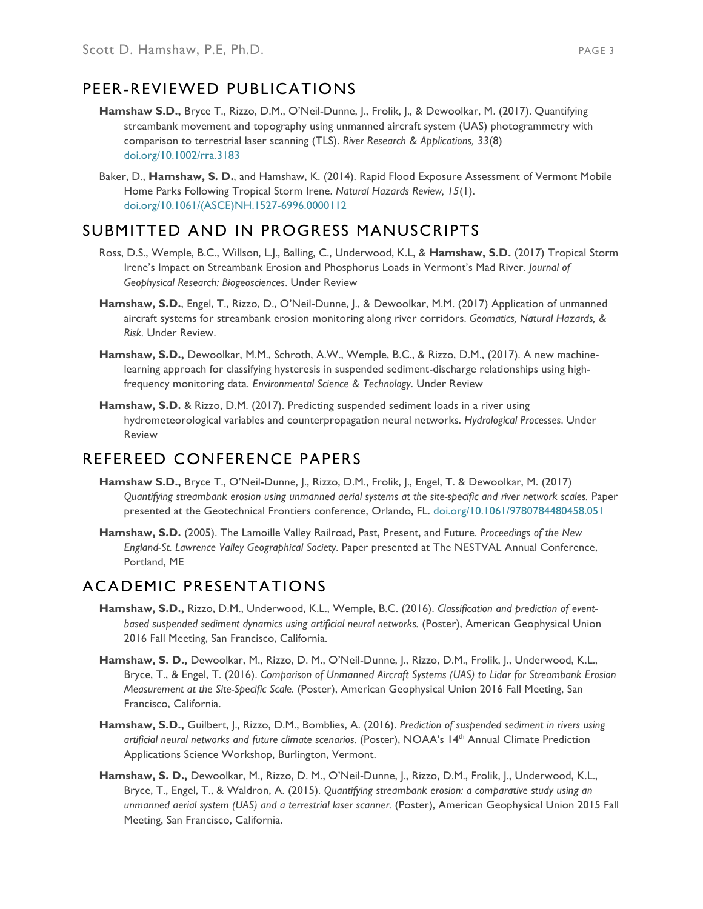## PEER-REVIEWED PUBLICATIONS

**Hamshaw S.D.,** Bryce T., Rizzo, D.M., O'Neil-Dunne, J., Frolik, J., & Dewoolkar, M. (2017). Quantifying streambank movement and topography using unmanned aircraft system (UAS) photogrammetry with comparison to terrestrial laser scanning (TLS). *River Research & Applications, 33*(8) doi.org/10.1002/rra.3183

Baker, D., **Hamshaw, S. D.**, and Hamshaw, K. (2014). Rapid Flood Exposure Assessment of Vermont Mobile Home Parks Following Tropical Storm Irene. *Natural Hazards Review, 15*(1). doi.org/10.1061/(ASCE)NH.1527-6996.0000112

## SUBMITTED AND IN PROGRESS MANUSCRIPTS

Ross, D.S., Wemple, B.C., Willson, L.J., Balling, C., Underwood, K.L, & **Hamshaw, S.D.** (2017) Tropical Storm Irene's Impact on Streambank Erosion and Phosphorus Loads in Vermont's Mad River. *Journal of Geophysical Research: Biogeosciences*. Under Review

**Hamshaw, S.D.**, Engel, T., Rizzo, D., O'Neil-Dunne, J., & Dewoolkar, M.M. (2017) Application of unmanned aircraft systems for streambank erosion monitoring along river corridors. *Geomatics, Natural Hazards, & Risk*. Under Review.

**Hamshaw, S.D.,** Dewoolkar, M.M., Schroth, A.W., Wemple, B.C., & Rizzo, D.M., (2017). A new machine-learning approach for classifying hysteresis in suspended sediment-discharge relationships using high-frequency monitoring data. *Environmental Science & Technology*. Under Review

**Hamshaw, S.D.** & Rizzo, D.M. (2017). Predicting suspended sediment loads in a river using hydrometeorological variables and counterpropagation neural networks. *Hydrological Processes*. Under Review

## REFEREED CONFERENCE PAPERS

**Hamshaw S.D.,** Bryce T., O'Neil-Dunne, J., Rizzo, D.M., Frolik, J., Engel, T. & Dewoolkar, M. (2017) *Quantifying streambank erosion using unmanned aerial systems at the site-specific and river network scales.* Paper presented at the Geotechnical Frontiers conference, Orlando, FL. doi.org/10.1061/9780784480458.051

**Hamshaw, S.D.** (2005). The Lamoille Valley Railroad, Past, Present, and Future. *Proceedings of the New England-St. Lawrence Valley Geographical Society*. Paper presented at The NESTVAL Annual Conference, Portland, ME

## ACADEMIC PRESENTATIONS

**Hamshaw, S.D.,** Rizzo, D.M., Underwood, K.L., Wemple, B.C. (2016). *Classification and prediction of event-based suspended sediment dynamics using artificial neural networks.* (Poster), American Geophysical Union 2016 Fall Meeting, San Francisco, California.

**Hamshaw, S. D.,** Dewoolkar, M., Rizzo, D. M., O'Neil-Dunne, J., Rizzo, D.M., Frolik, J., Underwood, K.L., Bryce, T., & Engel, T. (2016). *Comparison of Unmanned Aircraft Systems (UAS) to Lidar for Streambank Erosion Measurement at the Site-Specific Scale.* (Poster), American Geophysical Union 2016 Fall Meeting, San Francisco, California.

**Hamshaw, S.D.,** Guilbert, J., Rizzo, D.M., Bomblies, A. (2016). *Prediction of suspended sediment in rivers using artificial neural networks and future climate scenarios.* (Poster), NOAA's 14th Annual Climate Prediction Applications Science Workshop, Burlington, Vermont.

**Hamshaw, S. D.,** Dewoolkar, M., Rizzo, D. M., O'Neil-Dunne, J., Rizzo, D.M., Frolik, J., Underwood, K.L., Bryce, T., Engel, T., & Waldron, A. (2015). *Quantifying streambank erosion: a comparative study using an unmanned aerial system (UAS) and a terrestrial laser scanner.* (Poster), American Geophysical Union 2015 Fall Meeting, San Francisco, California.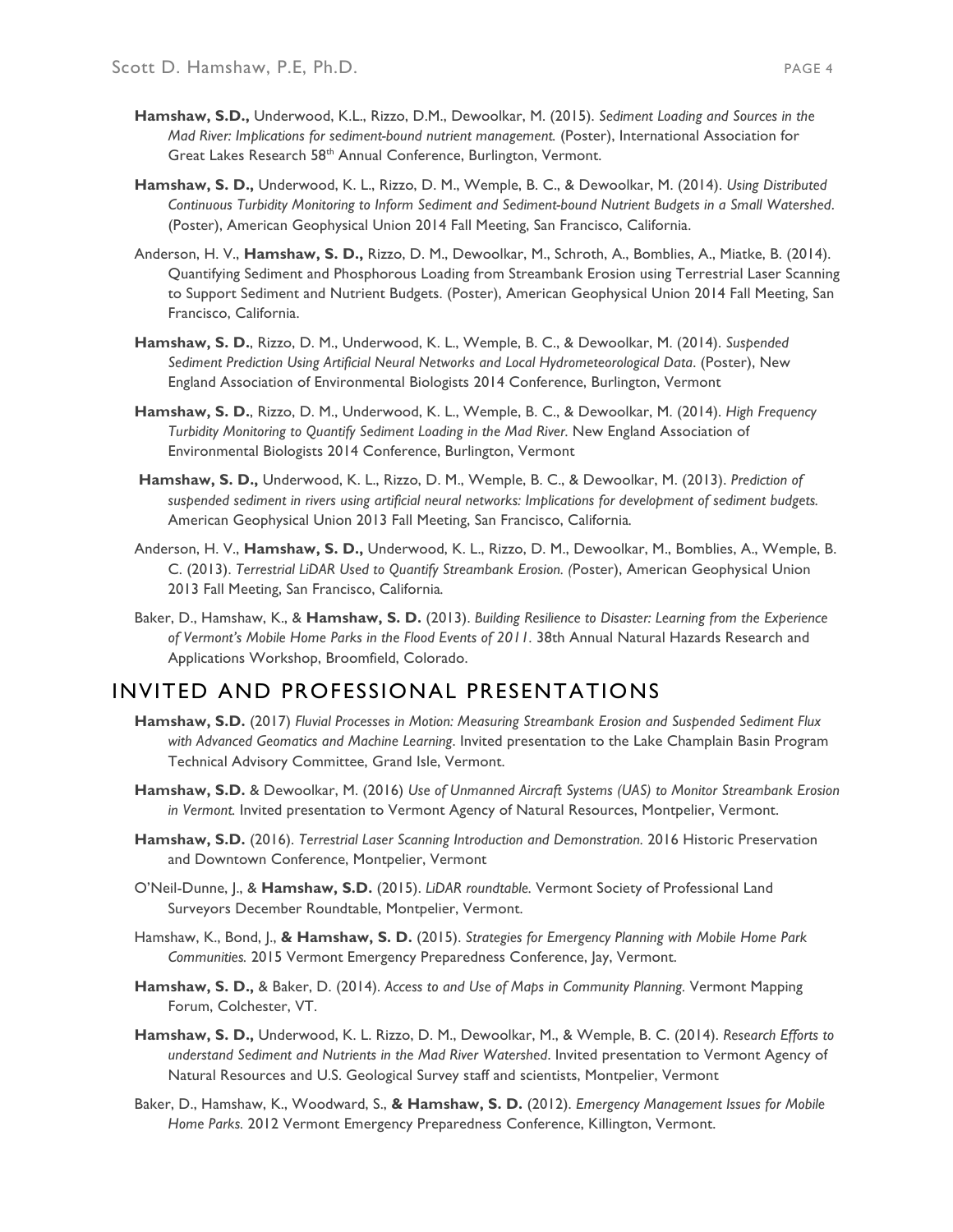**Hamshaw, S.D.,** Underwood, K.L., Rizzo, D.M., Dewoolkar, M. (2015). *Sediment Loading and Sources in the Mad River: Implications for sediment-bound nutrient management.* (Poster), International Association for Great Lakes Research 58th Annual Conference, Burlington, Vermont.

**Hamshaw, S. D.,** Underwood, K. L., Rizzo, D. M., Wemple, B. C., & Dewoolkar, M. (2014). *Using Distributed Continuous Turbidity Monitoring to Inform Sediment and Sediment-bound Nutrient Budgets in a Small Watershed*. (Poster), American Geophysical Union 2014 Fall Meeting, San Francisco, California.

Anderson, H. V., **Hamshaw, S. D.,** Rizzo, D. M., Dewoolkar, M., Schroth, A., Bomblies, A., Miatke, B. (2014). Quantifying Sediment and Phosphorous Loading from Streambank Erosion using Terrestrial Laser Scanning to Support Sediment and Nutrient Budgets. (Poster), American Geophysical Union 2014 Fall Meeting, San Francisco, California.

**Hamshaw, S. D.**, Rizzo, D. M., Underwood, K. L., Wemple, B. C., & Dewoolkar, M. (2014). *Suspended Sediment Prediction Using Artificial Neural Networks and Local Hydrometeorological Data*. (Poster), New England Association of Environmental Biologists 2014 Conference, Burlington, Vermont

**Hamshaw, S. D.**, Rizzo, D. M., Underwood, K. L., Wemple, B. C., & Dewoolkar, M. (2014). *High Frequency Turbidity Monitoring to Quantify Sediment Loading in the Mad River*. New England Association of Environmental Biologists 2014 Conference, Burlington, Vermont

**Hamshaw, S. D.,** Underwood, K. L., Rizzo, D. M., Wemple, B. C., & Dewoolkar, M. (2013). *Prediction of suspended sediment in rivers using artificial neural networks: Implications for development of sediment budgets.* American Geophysical Union 2013 Fall Meeting, San Francisco, California.

Anderson, H. V., **Hamshaw, S. D.,** Underwood, K. L., Rizzo, D. M., Dewoolkar, M., Bomblies, A., Wemple, B. C. (2013). *Terrestrial LiDAR Used to Quantify Streambank Erosion. (*Poster), American Geophysical Union 2013 Fall Meeting, San Francisco, California.

Baker, D., Hamshaw, K., & **Hamshaw, S. D.** (2013). *Building Resilience to Disaster: Learning from the Experience of Vermont's Mobile Home Parks in the Flood Events of 2011*. 38th Annual Natural Hazards Research and Applications Workshop, Broomfield, Colorado.

## INVITED AND PROFESSIONAL PRESENTATIONS

**Hamshaw, S.D.** (2017) *Fluvial Processes in Motion: Measuring Streambank Erosion and Suspended Sediment Flux with Advanced Geomatics and Machine Learning*. Invited presentation to the Lake Champlain Basin Program Technical Advisory Committee, Grand Isle, Vermont.

**Hamshaw, S.D.** & Dewoolkar, M. (2016) *Use of Unmanned Aircraft Systems (UAS) to Monitor Streambank Erosion in Vermont.* Invited presentation to Vermont Agency of Natural Resources, Montpelier, Vermont.

**Hamshaw, S.D.** (2016). *Terrestrial Laser Scanning Introduction and Demonstration.* 2016 Historic Preservation and Downtown Conference, Montpelier, Vermont

O'Neil-Dunne, J., & **Hamshaw, S.D.** (2015). *LiDAR roundtable.* Vermont Society of Professional Land Surveyors December Roundtable, Montpelier, Vermont.

Hamshaw, K., Bond, J., **& Hamshaw, S. D.** (2015). *Strategies for Emergency Planning with Mobile Home Park Communities.* 2015 Vermont Emergency Preparedness Conference, Jay, Vermont.

**Hamshaw, S. D.,** & Baker, D. (2014). *Access to and Use of Maps in Community Planning*. Vermont Mapping Forum, Colchester, VT.

**Hamshaw, S. D.,** Underwood, K. L. Rizzo, D. M., Dewoolkar, M., & Wemple, B. C. (2014). *Research Efforts to understand Sediment and Nutrients in the Mad River Watershed*. Invited presentation to Vermont Agency of Natural Resources and U.S. Geological Survey staff and scientists, Montpelier, Vermont

Baker, D., Hamshaw, K., Woodward, S., **& Hamshaw, S. D.** (2012). *Emergency Management Issues for Mobile Home Parks.* 2012 Vermont Emergency Preparedness Conference, Killington, Vermont.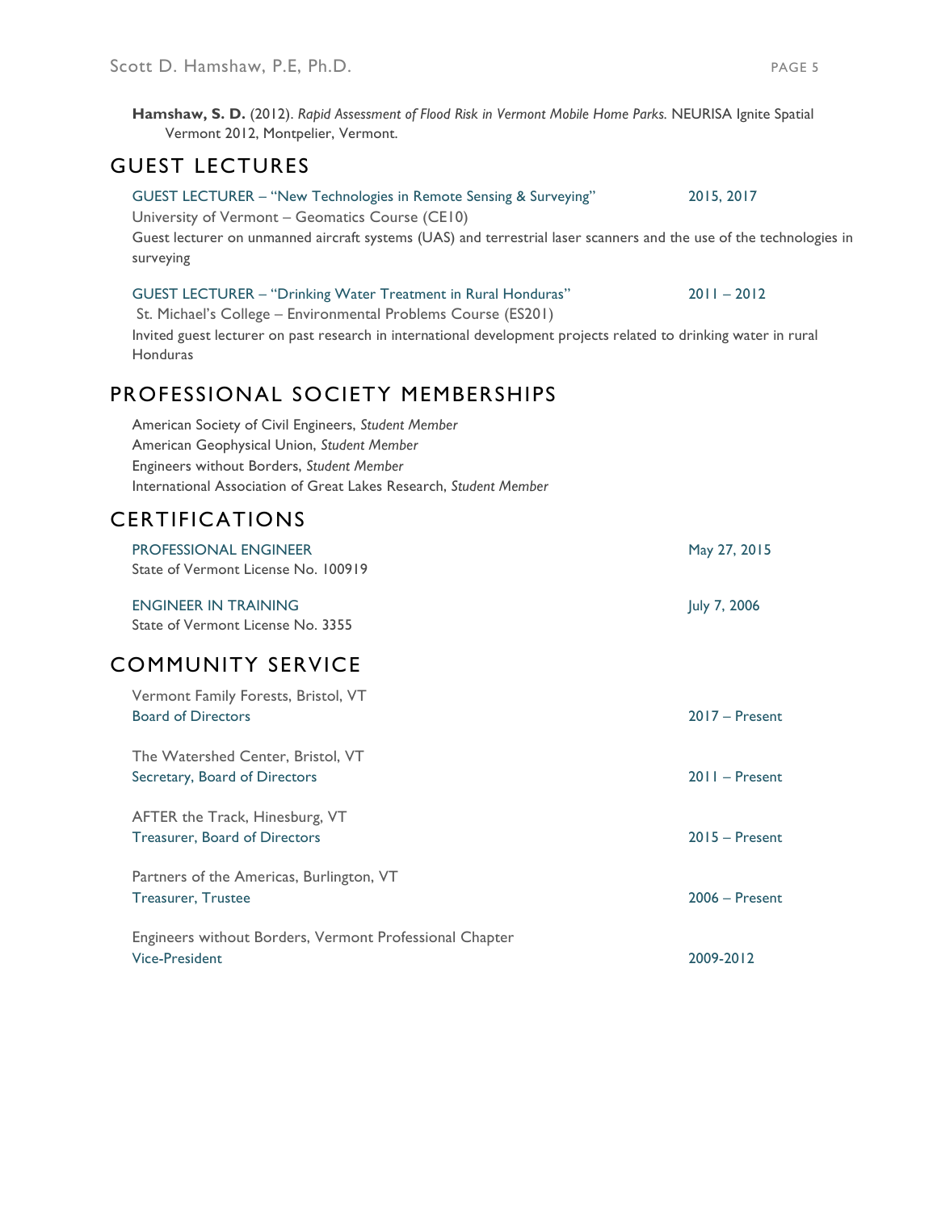**Hamshaw, S. D.** (2012). *Rapid Assessment of Flood Risk in Vermont Mobile Home Parks.* NEURISA Ignite Spatial Vermont 2012, Montpelier, Vermont.

## GUEST LECTURES

GUEST LECTURER – "New Technologies in Remote Sensing & Surveying" 2015, 2017
University of Vermont – Geomatics Course (CE10)
Guest lecturer on unmanned aircraft systems (UAS) and terrestrial laser scanners and the use of the technologies in surveying

GUEST LECTURER – "Drinking Water Treatment in Rural Honduras" 2011 – 2012
St. Michael's College – Environmental Problems Course (ES201)
Invited guest lecturer on past research in international development projects related to drinking water in rural Honduras

## PROFESSIONAL SOCIETY MEMBERSHIPS

American Society of Civil Engineers, *Student Member*
American Geophysical Union, *Student Member*
Engineers without Borders, *Student Member*
International Association of Great Lakes Research, *Student Member*

## CERTIFICATIONS

PROFESSIONAL ENGINEER May 27, 2015
State of Vermont License No. 100919

ENGINEER IN TRAINING July 7, 2006
State of Vermont License No. 3355

## COMMUNITY SERVICE

Vermont Family Forests, Bristol, VT
Board of Directors 2017 – Present

The Watershed Center, Bristol, VT
Secretary, Board of Directors 2011 – Present

AFTER the Track, Hinesburg, VT
Treasurer, Board of Directors 2015 – Present

Partners of the Americas, Burlington, VT
Treasurer, Trustee 2006 – Present

Engineers without Borders, Vermont Professional Chapter
Vice-President 2009-2012